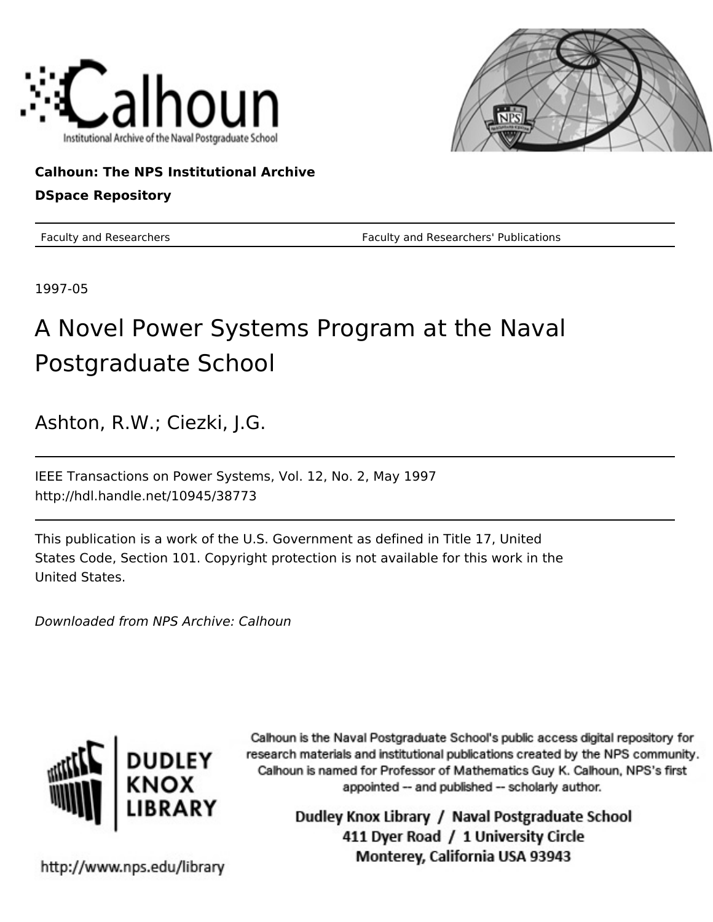Calhoun: The NPS Institutional Archive

DSpace Repository

Faculty and Researchers — Faculty and Researchers' Publications

1997-05

# A Novel Power Systems Program at the Naval Postgraduate School

Ashton, R.W.; Ciezki, J.G.

IEEE Transactions on Power Systems, Vol. 12, No. 2, May 1997
http://hdl.handle.net/10945/38773

This publication is a work of the U.S. Government as defined in Title 17, United States Code, Section 101. Copyright protection is not available for this work in the United States.

*Downloaded from NPS Archive: Calhoun*

Calhoun is the Naval Postgraduate School's public access digital repository for research materials and institutional publications created by the NPS community. Calhoun is named for Professor of Mathematics Guy K. Calhoun, NPS's first appointed -- and published -- scholarly author.

Dudley Knox Library / Naval Postgraduate School
411 Dyer Road / 1 University Circle
Monterey, California USA 93943

http://www.nps.edu/library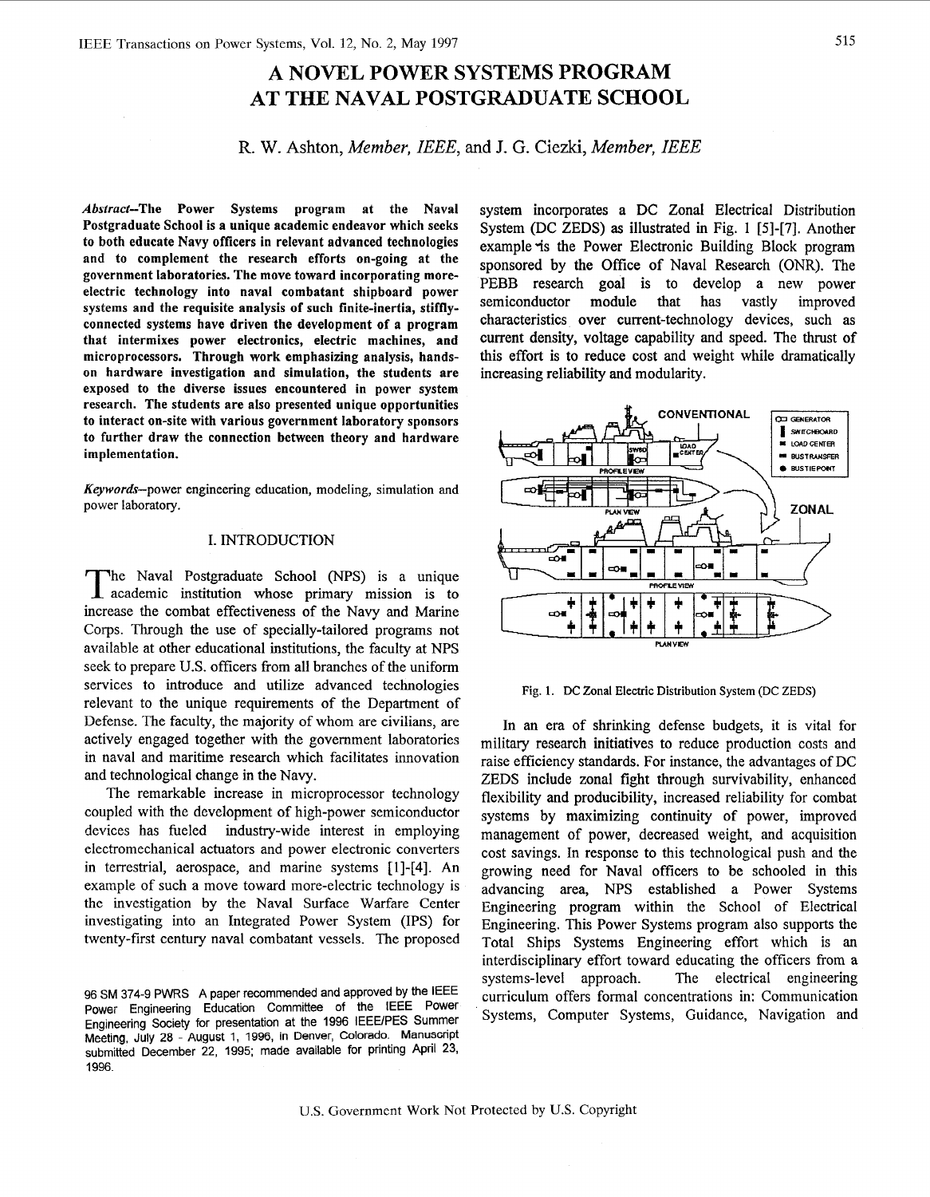# A NOVEL POWER SYSTEMS PROGRAM AT THE NAVAL POSTGRADUATE SCHOOL

R. W. Ashton, *Member, IEEE*, and J. G. Ciezki, *Member, IEEE*

***Abstract*—The Power Systems program at the Naval Postgraduate School is a unique academic endeavor which seeks to both educate Navy officers in relevant advanced technologies and to complement the research efforts on-going at the government laboratories. The move toward incorporating more-electric technology into naval combatant shipboard power systems and the requisite analysis of such finite-inertia, stiffly-connected systems have driven the development of a program that intermixes power electronics, electric machines, and microprocessors. Through work emphasizing analysis, hands-on hardware investigation and simulation, the students are exposed to the diverse issues encountered in power system research. The students are also presented unique opportunities to interact on-site with various government laboratory sponsors to further draw the connection between theory and hardware implementation.**

*Keywords*—power engineering education, modeling, simulation and power laboratory.

## I. INTRODUCTION

The Naval Postgraduate School (NPS) is a unique academic institution whose primary mission is to increase the combat effectiveness of the Navy and Marine Corps. Through the use of specially-tailored programs not available at other educational institutions, the faculty at NPS seek to prepare U.S. officers from all branches of the uniform services to introduce and utilize advanced technologies relevant to the unique requirements of the Department of Defense. The faculty, the majority of whom are civilians, are actively engaged together with the government laboratories in naval and maritime research which facilitates innovation and technological change in the Navy.

The remarkable increase in microprocessor technology coupled with the development of high-power semiconductor devices has fueled industry-wide interest in employing electromechanical actuators and power electronic converters in terrestrial, aerospace, and marine systems [1]-[4]. An example of such a move toward more-electric technology is the investigation by the Naval Surface Warfare Center investigating into an Integrated Power System (IPS) for twenty-first century naval combatant vessels. The proposed system incorporates a DC Zonal Electrical Distribution System (DC ZEDS) as illustrated in Fig. 1 [5]-[7]. Another example is the Power Electronic Building Block program sponsored by the Office of Naval Research (ONR). The PEBB research goal is to develop a new power semiconductor module that has vastly improved characteristics over current-technology devices, such as current density, voltage capability and speed. The thrust of this effort is to reduce cost and weight while dramatically increasing reliability and modularity.

Fig. 1. DC Zonal Electric Distribution System (DC ZEDS)

In an era of shrinking defense budgets, it is vital for military research initiatives to reduce production costs and raise efficiency standards. For instance, the advantages of DC ZEDS include zonal fight through survivability, enhanced flexibility and producibility, increased reliability for combat systems by maximizing continuity of power, improved management of power, decreased weight, and acquisition cost savings. In response to this technological push and the growing need for Naval officers to be schooled in this advancing area, NPS established a Power Systems Engineering program within the School of Electrical Engineering. This Power Systems program also supports the Total Ships Systems Engineering effort which is an interdisciplinary effort toward educating the officers from a systems-level approach. The electrical engineering curriculum offers formal concentrations in: Communication Systems, Computer Systems, Guidance, Navigation and

96 SM 374-9 PWRS A paper recommended and approved by the IEEE Power Engineering Education Committee of the IEEE Power Engineering Society for presentation at the 1996 IEEE/PES Summer Meeting, July 28 - August 1, 1996, in Denver, Colorado. Manuscript submitted December 22, 1995; made available for printing April 23, 1996.

U.S. Government Work Not Protected by U.S. Copyright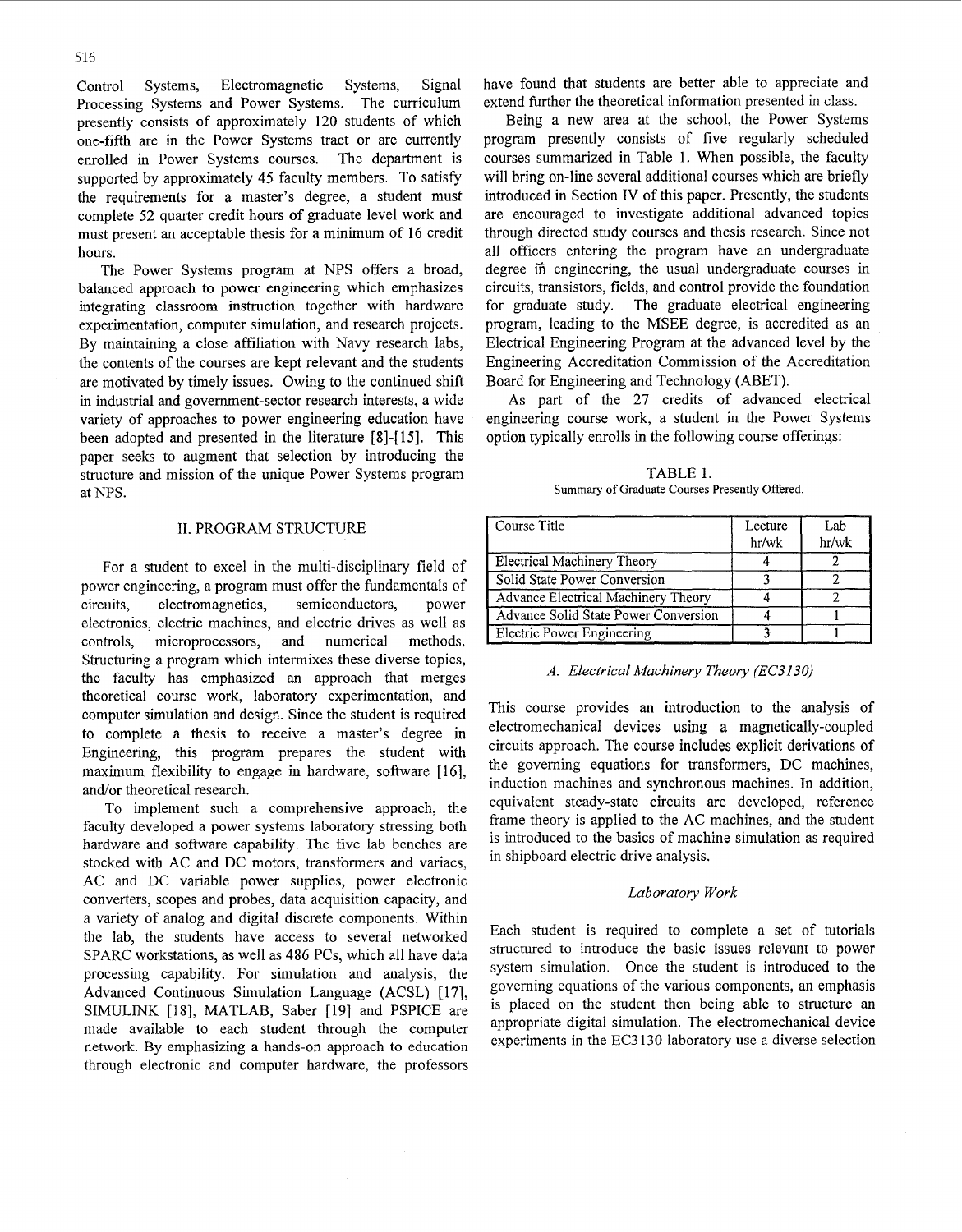Control Systems, Electromagnetic Systems, Signal Processing Systems and Power Systems. The curriculum presently consists of approximately 120 students of which one-fifth are in the Power Systems tract or are currently enrolled in Power Systems courses. The department is supported by approximately 45 faculty members. To satisfy the requirements for a master's degree, a student must complete 52 quarter credit hours of graduate level work and must present an acceptable thesis for a minimum of 16 credit hours.

The Power Systems program at NPS offers a broad, balanced approach to power engineering which emphasizes integrating classroom instruction together with hardware experimentation, computer simulation, and research projects. By maintaining a close affiliation with Navy research labs, the contents of the courses are kept relevant and the students are motivated by timely issues. Owing to the continued shift in industrial and government-sector research interests, a wide variety of approaches to power engineering education have been adopted and presented in the literature [8]-[15]. This paper seeks to augment that selection by introducing the structure and mission of the unique Power Systems program at NPS.

## II. PROGRAM STRUCTURE

For a student to excel in the multi-disciplinary field of power engineering, a program must offer the fundamentals of circuits, electromagnetics, semiconductors, power electronics, electric machines, and electric drives as well as controls, microprocessors, and numerical methods. Structuring a program which intermixes these diverse topics, the faculty has emphasized an approach that merges theoretical course work, laboratory experimentation, and computer simulation and design. Since the student is required to complete a thesis to receive a master's degree in Engineering, this program prepares the student with maximum flexibility to engage in hardware, software [16], and/or theoretical research.

To implement such a comprehensive approach, the faculty developed a power systems laboratory stressing both hardware and software capability. The five lab benches are stocked with AC and DC motors, transformers and variacs, AC and DC variable power supplies, power electronic converters, scopes and probes, data acquisition capacity, and a variety of analog and digital discrete components. Within the lab, the students have access to several networked SPARC workstations, as well as 486 PCs, which all have data processing capability. For simulation and analysis, the Advanced Continuous Simulation Language (ACSL) [17], SIMULINK [18], MATLAB, Saber [19] and PSPICE are made available to each student through the computer network. By emphasizing a hands-on approach to education through electronic and computer hardware, the professors have found that students are better able to appreciate and extend further the theoretical information presented in class.

Being a new area at the school, the Power Systems program presently consists of five regularly scheduled courses summarized in Table 1. When possible, the faculty will bring on-line several additional courses which are briefly introduced in Section IV of this paper. Presently, the students are encouraged to investigate additional advanced topics through directed study courses and thesis research. Since not all officers entering the program have an undergraduate degree in engineering, the usual undergraduate courses in circuits, transistors, fields, and control provide the foundation for graduate study. The graduate electrical engineering program, leading to the MSEE degree, is accredited as an Electrical Engineering Program at the advanced level by the Engineering Accreditation Commission of the Accreditation Board for Engineering and Technology (ABET).

As part of the 27 credits of advanced electrical engineering course work, a student in the Power Systems option typically enrolls in the following course offerings:

TABLE 1.
Summary of Graduate Courses Presently Offered.

| Course Title | Lecture hr/wk | Lab hr/wk |
|---|---|---|
| Electrical Machinery Theory | 4 | 2 |
| Solid State Power Conversion | 3 | 2 |
| Advance Electrical Machinery Theory | 4 | 2 |
| Advance Solid State Power Conversion | 4 | 1 |
| Electric Power Engineering | 3 | 1 |

### *A. Electrical Machinery Theory (EC3130)*

This course provides an introduction to the analysis of electromechanical devices using a magnetically-coupled circuits approach. The course includes explicit derivations of the governing equations for transformers, DC machines, induction machines and synchronous machines. In addition, equivalent steady-state circuits are developed, reference frame theory is applied to the AC machines, and the student is introduced to the basics of machine simulation as required in shipboard electric drive analysis.

#### *Laboratory Work*

Each student is required to complete a set of tutorials structured to introduce the basic issues relevant to power system simulation. Once the student is introduced to the governing equations of the various components, an emphasis is placed on the student then being able to structure an appropriate digital simulation. The electromechanical device experiments in the EC3130 laboratory use a diverse selection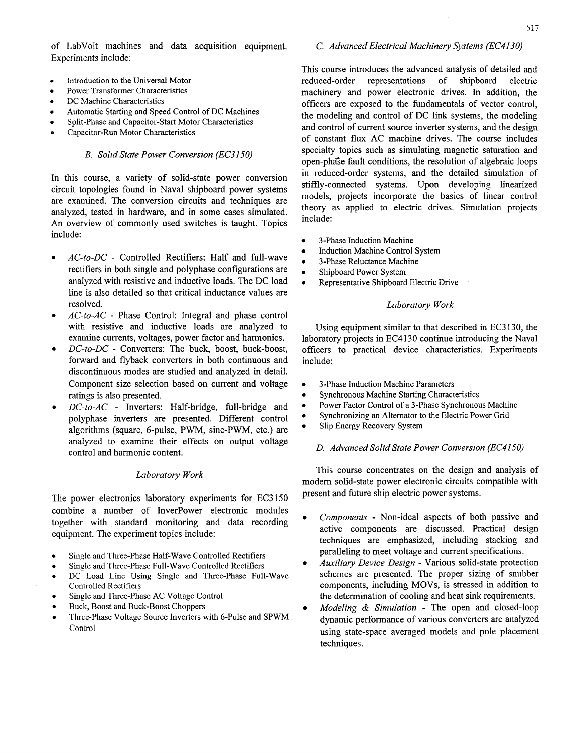of LabVolt machines and data acquisition equipment. Experiments include:

- Introduction to the Universal Motor
- Power Transformer Characteristics
- DC Machine Characteristics
- Automatic Starting and Speed Control of DC Machines
- Split-Phase and Capacitor-Start Motor Characteristics
- Capacitor-Run Motor Characteristics

### *B. Solid State Power Conversion (EC3150)*

In this course, a variety of solid-state power conversion circuit topologies found in Naval shipboard power systems are examined. The conversion circuits and techniques are analyzed, tested in hardware, and in some cases simulated. An overview of commonly used switches is taught. Topics include:

- *AC-to-DC* - Controlled Rectifiers: Half and full-wave rectifiers in both single and polyphase configurations are analyzed with resistive and inductive loads. The DC load line is also detailed so that critical inductance values are resolved.
- *AC-to-AC* - Phase Control: Integral and phase control with resistive and inductive loads are analyzed to examine currents, voltages, power factor and harmonics.
- *DC-to-DC* - Converters: The buck, boost, buck-boost, forward and flyback converters in both continuous and discontinuous modes are studied and analyzed in detail. Component size selection based on current and voltage ratings is also presented.
- *DC-to-AC* - Inverters: Half-bridge, full-bridge and polyphase inverters are presented. Different control algorithms (square, 6-pulse, PWM, sine-PWM, etc.) are analyzed to examine their effects on output voltage control and harmonic content.

#### *Laboratory Work*

The power electronics laboratory experiments for EC3150 combine a number of InverPower electronic modules together with standard monitoring and data recording equipment. The experiment topics include:

- Single and Three-Phase Half-Wave Controlled Rectifiers
- Single and Three-Phase Full-Wave Controlled Rectifiers
- DC Load Line Using Single and Three-Phase Full-Wave Controlled Rectifiers
- Single and Three-Phase AC Voltage Control
- Buck, Boost and Buck-Boost Choppers
- Three-Phase Voltage Source Inverters with 6-Pulse and SPWM Control

### *C. Advanced Electrical Machinery Systems (EC4130)*

This course introduces the advanced analysis of detailed and reduced-order representations of shipboard electric machinery and power electronic drives. In addition, the officers are exposed to the fundamentals of vector control, the modeling and control of DC link systems, the modeling and control of current source inverter systems, and the design of constant flux AC machine drives. The course includes specialty topics such as simulating magnetic saturation and open-phase fault conditions, the resolution of algebraic loops in reduced-order systems, and the detailed simulation of stiffly-connected systems. Upon developing linearized models, projects incorporate the basics of linear control theory as applied to electric drives. Simulation projects include:

- 3-Phase Induction Machine
- Induction Machine Control System
- 3-Phase Reluctance Machine
- Shipboard Power System
- Representative Shipboard Electric Drive

#### *Laboratory Work*

Using equipment similar to that described in EC3130, the laboratory projects in EC4130 continue introducing the Naval officers to practical device characteristics. Experiments include:

- 3-Phase Induction Machine Parameters
- Synchronous Machine Starting Characteristics
- Power Factor Control of a 3-Phase Synchronous Machine
- Synchronizing an Alternator to the Electric Power Grid
- Slip Energy Recovery System

### *D. Advanced Solid State Power Conversion (EC4150)*

This course concentrates on the design and analysis of modern solid-state power electronic circuits compatible with present and future ship electric power systems.

- *Components* - Non-ideal aspects of both passive and active components are discussed. Practical design techniques are emphasized, including stacking and paralleling to meet voltage and current specifications.
- *Auxiliary Device Design* - Various solid-state protection schemes are presented. The proper sizing of snubber components, including MOVs, is stressed in addition to the determination of cooling and heat sink requirements.
- *Modeling & Simulation* - The open and closed-loop dynamic performance of various converters are analyzed using state-space averaged models and pole placement techniques.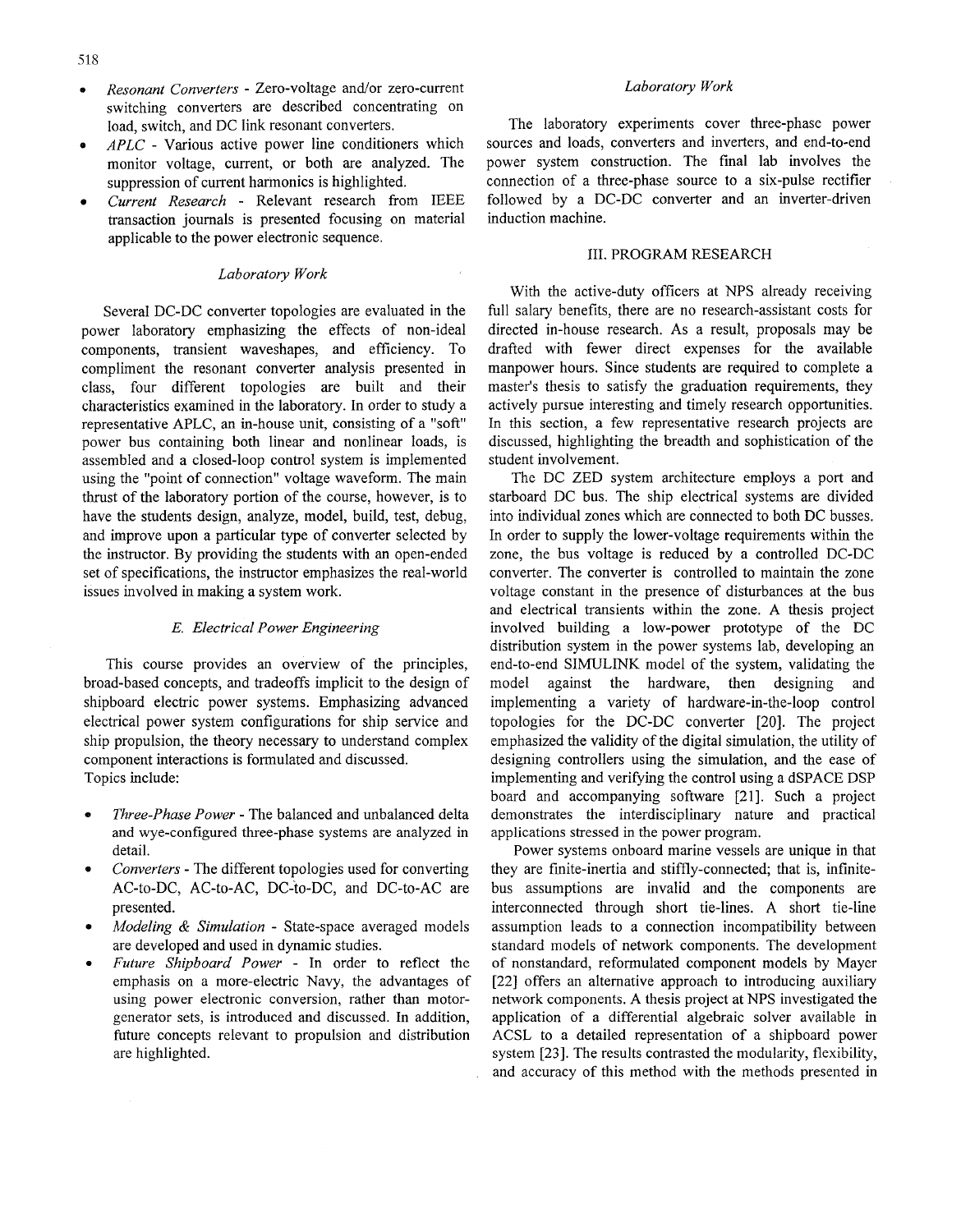- *Resonant Converters* - Zero-voltage and/or zero-current switching converters are described concentrating on load, switch, and DC link resonant converters.
- *APLC* - Various active power line conditioners which monitor voltage, current, or both are analyzed. The suppression of current harmonics is highlighted.
- *Current Research* - Relevant research from IEEE transaction journals is presented focusing on material applicable to the power electronic sequence.

### *Laboratory Work*

Several DC-DC converter topologies are evaluated in the power laboratory emphasizing the effects of non-ideal components, transient waveshapes, and efficiency. To compliment the resonant converter analysis presented in class, four different topologies are built and their characteristics examined in the laboratory. In order to study a representative APLC, an in-house unit, consisting of a "soft" power bus containing both linear and nonlinear loads, is assembled and a closed-loop control system is implemented using the "point of connection" voltage waveform. The main thrust of the laboratory portion of the course, however, is to have the students design, analyze, model, build, test, debug, and improve upon a particular type of converter selected by the instructor. By providing the students with an open-ended set of specifications, the instructor emphasizes the real-world issues involved in making a system work.

### *E. Electrical Power Engineering*

This course provides an overview of the principles, broad-based concepts, and tradeoffs implicit to the design of shipboard electric power systems. Emphasizing advanced electrical power system configurations for ship service and ship propulsion, the theory necessary to understand complex component interactions is formulated and discussed.
Topics include:

- *Three-Phase Power* - The balanced and unbalanced delta and wye-configured three-phase systems are analyzed in detail.
- *Converters* - The different topologies used for converting AC-to-DC, AC-to-AC, DC-to-DC, and DC-to-AC are presented.
- *Modeling & Simulation* - State-space averaged models are developed and used in dynamic studies.
- *Future Shipboard Power* - In order to reflect the emphasis on a more-electric Navy, the advantages of using power electronic conversion, rather than motor-generator sets, is introduced and discussed. In addition, future concepts relevant to propulsion and distribution are highlighted.

### *Laboratory Work*

The laboratory experiments cover three-phase power sources and loads, converters and inverters, and end-to-end power system construction. The final lab involves the connection of a three-phase source to a six-pulse rectifier followed by a DC-DC converter and an inverter-driven induction machine.

## III. PROGRAM RESEARCH

With the active-duty officers at NPS already receiving full salary benefits, there are no research-assistant costs for directed in-house research. As a result, proposals may be drafted with fewer direct expenses for the available manpower hours. Since students are required to complete a master's thesis to satisfy the graduation requirements, they actively pursue interesting and timely research opportunities. In this section, a few representative research projects are discussed, highlighting the breadth and sophistication of the student involvement.

The DC ZED system architecture employs a port and starboard DC bus. The ship electrical systems are divided into individual zones which are connected to both DC busses. In order to supply the lower-voltage requirements within the zone, the bus voltage is reduced by a controlled DC-DC converter. The converter is controlled to maintain the zone voltage constant in the presence of disturbances at the bus and electrical transients within the zone. A thesis project involved building a low-power prototype of the DC distribution system in the power systems lab, developing an end-to-end SIMULINK model of the system, validating the model against the hardware, then designing and implementing a variety of hardware-in-the-loop control topologies for the DC-DC converter [20]. The project emphasized the validity of the digital simulation, the utility of designing controllers using the simulation, and the ease of implementing and verifying the control using a dSPACE DSP board and accompanying software [21]. Such a project demonstrates the interdisciplinary nature and practical applications stressed in the power program.

Power systems onboard marine vessels are unique in that they are finite-inertia and stiffly-connected; that is, infinite-bus assumptions are invalid and the components are interconnected through short tie-lines. A short tie-line assumption leads to a connection incompatibility between standard models of network components. The development of nonstandard, reformulated component models by Mayer [22] offers an alternative approach to introducing auxiliary network components. A thesis project at NPS investigated the application of a differential algebraic solver available in ACSL to a detailed representation of a shipboard power system [23]. The results contrasted the modularity, flexibility, and accuracy of this method with the methods presented in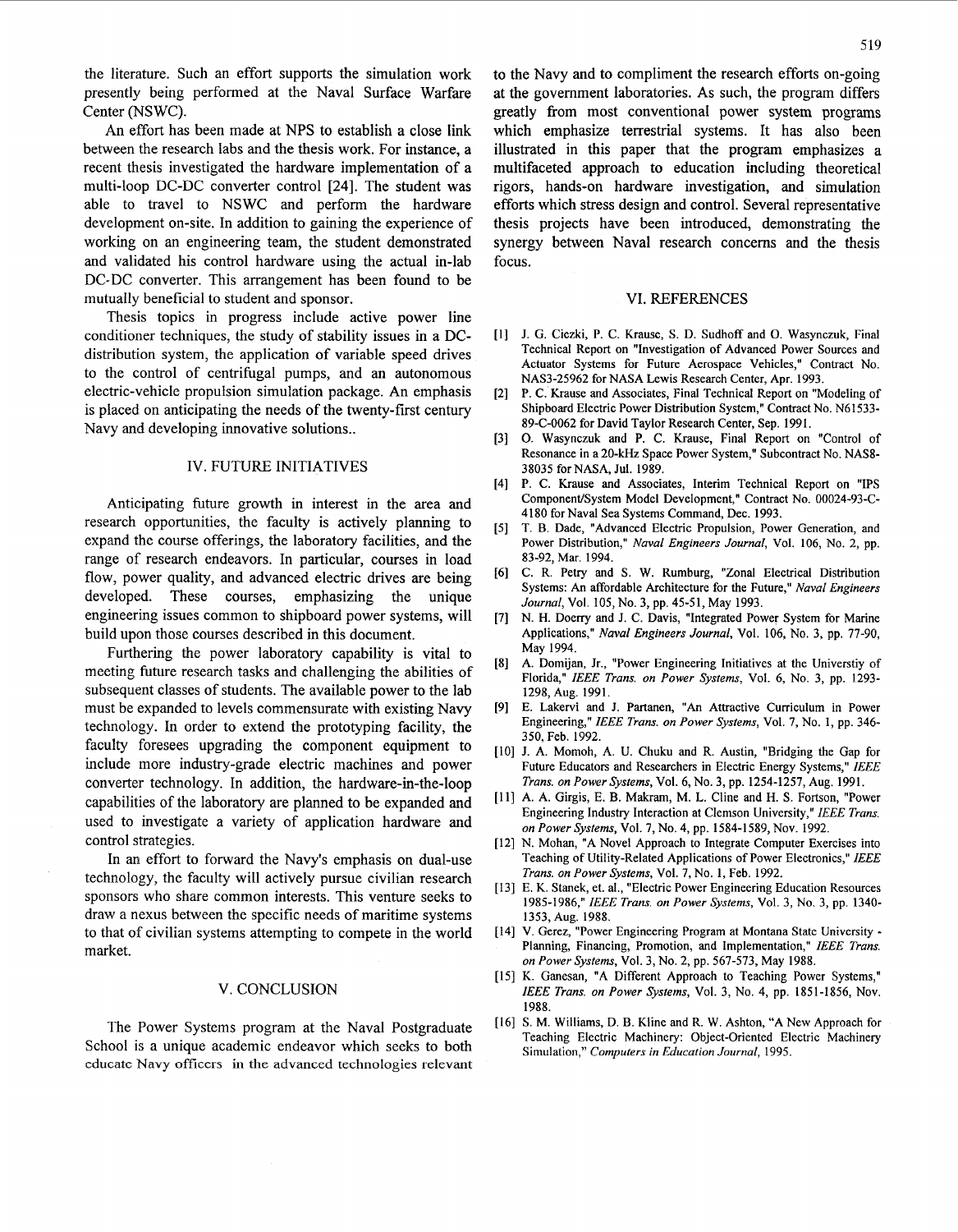the literature. Such an effort supports the simulation work presently being performed at the Naval Surface Warfare Center (NSWC).

An effort has been made at NPS to establish a close link between the research labs and the thesis work. For instance, a recent thesis investigated the hardware implementation of a multi-loop DC-DC converter control [24]. The student was able to travel to NSWC and perform the hardware development on-site. In addition to gaining the experience of working on an engineering team, the student demonstrated and validated his control hardware using the actual in-lab DC-DC converter. This arrangement has been found to be mutually beneficial to student and sponsor.

Thesis topics in progress include active power line conditioner techniques, the study of stability issues in a DC-distribution system, the application of variable speed drives to the control of centrifugal pumps, and an autonomous electric-vehicle propulsion simulation package. An emphasis is placed on anticipating the needs of the twenty-first century Navy and developing innovative solutions..

## IV. FUTURE INITIATIVES

Anticipating future growth in interest in the area and research opportunities, the faculty is actively planning to expand the course offerings, the laboratory facilities, and the range of research endeavors. In particular, courses in load flow, power quality, and advanced electric drives are being developed. These courses, emphasizing the unique engineering issues common to shipboard power systems, will build upon those courses described in this document.

Furthering the power laboratory capability is vital to meeting future research tasks and challenging the abilities of subsequent classes of students. The available power to the lab must be expanded to levels commensurate with existing Navy technology. In order to extend the prototyping facility, the faculty foresees upgrading the component equipment to include more industry-grade electric machines and power converter technology. In addition, the hardware-in-the-loop capabilities of the laboratory are planned to be expanded and used to investigate a variety of application hardware and control strategies.

In an effort to forward the Navy's emphasis on dual-use technology, the faculty will actively pursue civilian research sponsors who share common interests. This venture seeks to draw a nexus between the specific needs of maritime systems to that of civilian systems attempting to compete in the world market.

## V. CONCLUSION

The Power Systems program at the Naval Postgraduate School is a unique academic endeavor which seeks to both educate Navy officers in the advanced technologies relevant to the Navy and to compliment the research efforts on-going at the government laboratories. As such, the program differs greatly from most conventional power system programs which emphasize terrestrial systems. It has also been illustrated in this paper that the program emphasizes a multifaceted approach to education including theoretical rigors, hands-on hardware investigation, and simulation efforts which stress design and control. Several representative thesis projects have been introduced, demonstrating the synergy between Naval research concerns and the thesis focus.

## VI. REFERENCES

[1] J. G. Ciezki, P. C. Krause, S. D. Sudhoff and O. Wasynczuk, Final Technical Report on "Investigation of Advanced Power Sources and Actuator Systems for Future Aerospace Vehicles," Contract No. NAS3-25962 for NASA Lewis Research Center, Apr. 1993.

[2] P. C. Krause and Associates, Final Technical Report on "Modeling of Shipboard Electric Power Distribution System," Contract No. N61533-89-C-0062 for David Taylor Research Center, Sep. 1991.

[3] O. Wasynczuk and P. C. Krause, Final Report on "Control of Resonance in a 20-kHz Space Power System," Subcontract No. NAS8-38035 for NASA, Jul. 1989.

[4] P. C. Krause and Associates, Interim Technical Report on "IPS Component/System Model Development," Contract No. 00024-93-C-4180 for Naval Sea Systems Command, Dec. 1993.

[5] T. B. Dade, "Advanced Electric Propulsion, Power Generation, and Power Distribution," *Naval Engineers Journal*, Vol. 106, No. 2, pp. 83-92, Mar. 1994.

[6] C. R. Petry and S. W. Rumburg, "Zonal Electrical Distribution Systems: An affordable Architecture for the Future," *Naval Engineers Journal*, Vol. 105, No. 3, pp. 45-51, May 1993.

[7] N. H. Doerry and J. C. Davis, "Integrated Power System for Marine Applications," *Naval Engineers Journal*, Vol. 106, No. 3, pp. 77-90, May 1994.

[8] A. Domijan, Jr., "Power Engineering Initiatives at the Universtiy of Florida," *IEEE Trans. on Power Systems*, Vol. 6, No. 3, pp. 1293-1298, Aug. 1991.

[9] E. Lakervi and J. Partanen, "An Attractive Curriculum in Power Engineering," *IEEE Trans. on Power Systems*, Vol. 7, No. 1, pp. 346-350, Feb. 1992.

[10] J. A. Momoh, A. U. Chuku and R. Austin, "Bridging the Gap for Future Educators and Researchers in Electric Energy Systems," *IEEE Trans. on Power Systems*, Vol. 6, No. 3, pp. 1254-1257, Aug. 1991.

[11] A. A. Girgis, E. B. Makram, M. L. Cline and H. S. Fortson, "Power Engineering Industry Interaction at Clemson University," *IEEE Trans. on Power Systems*, Vol. 7, No. 4, pp. 1584-1589, Nov. 1992.

[12] N. Mohan, "A Novel Approach to Integrate Computer Exercises into Teaching of Utility-Related Applications of Power Electronics," *IEEE Trans. on Power Systems*, Vol. 7, No. 1, Feb. 1992.

[13] E. K. Stanek, et. al., "Electric Power Engineering Education Resources 1985-1986," *IEEE Trans. on Power Systems*, Vol. 3, No. 3, pp. 1340-1353, Aug. 1988.

[14] V. Gerez, "Power Engineering Program at Montana State University - Planning, Financing, Promotion, and Implementation," *IEEE Trans. on Power Systems*, Vol. 3, No. 2, pp. 567-573, May 1988.

[15] K. Ganesan, "A Different Approach to Teaching Power Systems," *IEEE Trans. on Power Systems*, Vol. 3, No. 4, pp. 1851-1856, Nov. 1988.

[16] S. M. Williams, D. B. Kline and R. W. Ashton, "A New Approach for Teaching Electric Machinery: Object-Oriented Electric Machinery Simulation," *Computers in Education Journal*, 1995.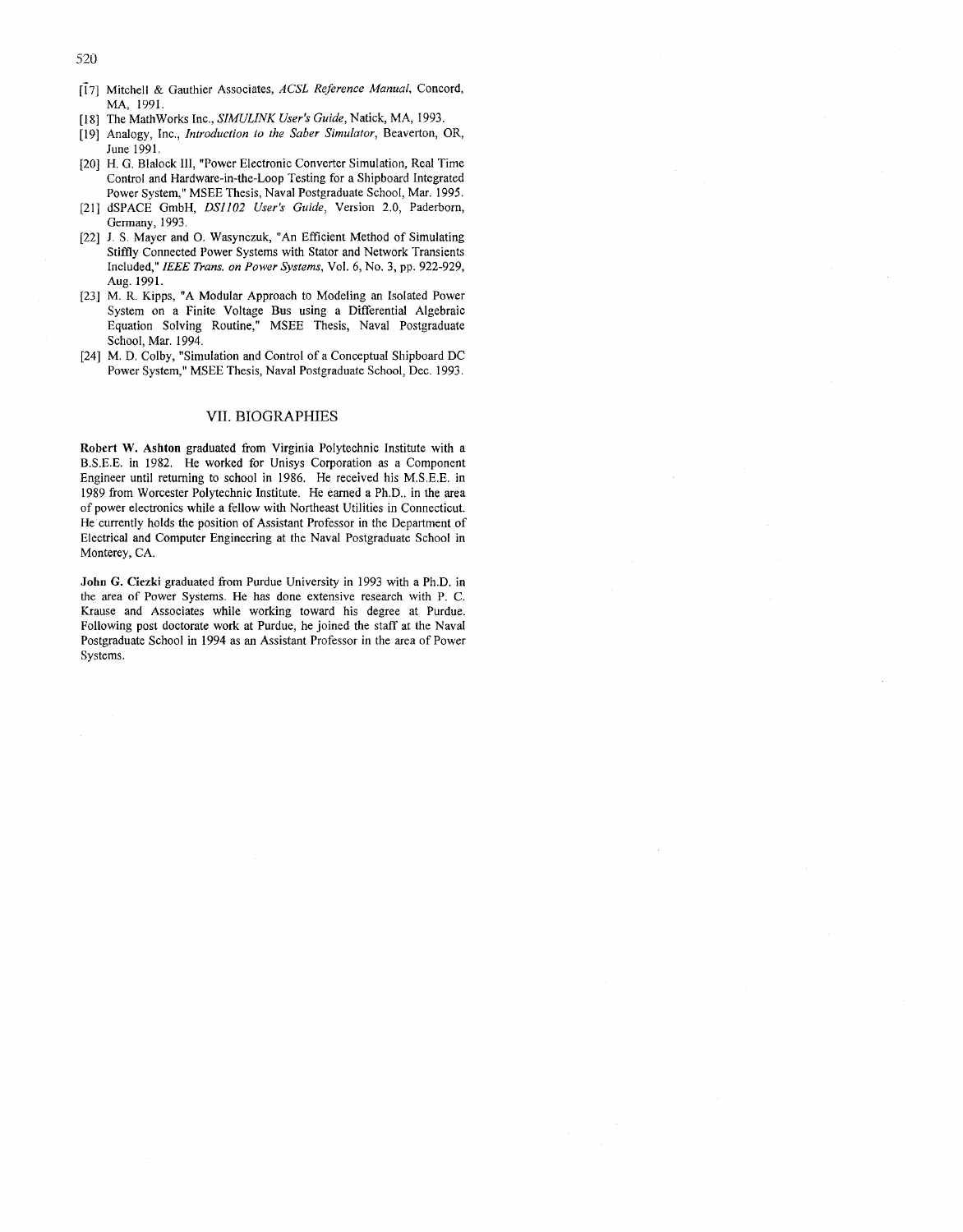[17] Mitchell & Gauthier Associates, *ACSL Reference Manual*, Concord, MA, 1991.

[18] The MathWorks Inc., *SIMULINK User's Guide*, Natick, MA, 1993.

[19] Analogy, Inc., *Introduction to the Saber Simulator*, Beaverton, OR, June 1991.

[20] H. G. Blalock III, "Power Electronic Converter Simulation, Real Time Control and Hardware-in-the-Loop Testing for a Shipboard Integrated Power System," MSEE Thesis, Naval Postgraduate School, Mar. 1995.

[21] dSPACE GmbH, *DS1102 User's Guide*, Version 2.0, Paderborn, Germany, 1993.

[22] J. S. Mayer and O. Wasynczuk, "An Efficient Method of Simulating Stiffly Connected Power Systems with Stator and Network Transients Included," *IEEE Trans. on Power Systems*, Vol. 6, No. 3, pp. 922-929, Aug. 1991.

[23] M. R. Kipps, "A Modular Approach to Modeling an Isolated Power System on a Finite Voltage Bus using a Differential Algebraic Equation Solving Routine," MSEE Thesis, Naval Postgraduate School, Mar. 1994.

[24] M. D. Colby, "Simulation and Control of a Conceptual Shipboard DC Power System," MSEE Thesis, Naval Postgraduate School, Dec. 1993.

## VII. BIOGRAPHIES

**Robert W. Ashton** graduated from Virginia Polytechnic Institute with a B.S.E.E. in 1982. He worked for Unisys Corporation as a Component Engineer until returning to school in 1986. He received his M.S.E.E. in 1989 from Worcester Polytechnic Institute. He earned a Ph.D.. in the area of power electronics while a fellow with Northeast Utilities in Connecticut. He currently holds the position of Assistant Professor in the Department of Electrical and Computer Engineering at the Naval Postgraduate School in Monterey, CA.

**John G. Ciezki** graduated from Purdue University in 1993 with a Ph.D. in the area of Power Systems. He has done extensive research with P. C. Krause and Associates while working toward his degree at Purdue. Following post doctorate work at Purdue, he joined the staff at the Naval Postgraduate School in 1994 as an Assistant Professor in the area of Power Systems.